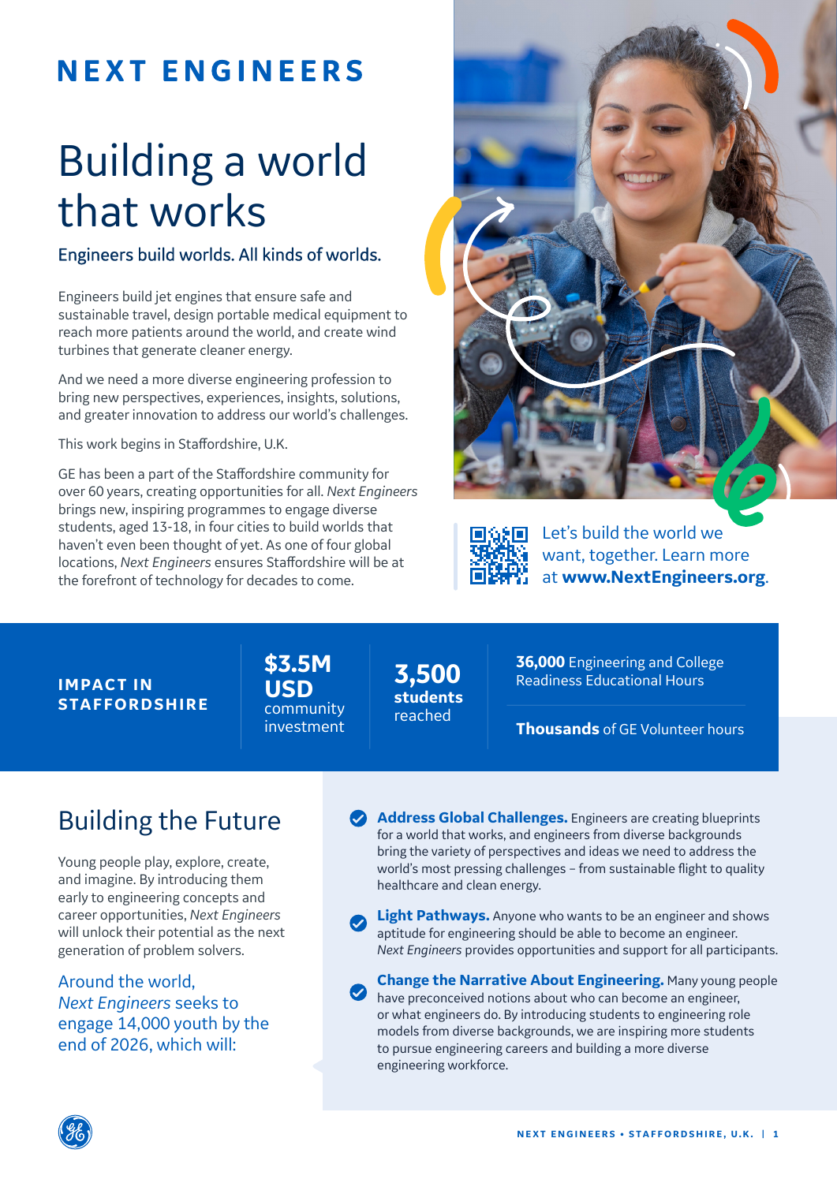# NEXT ENGINEERS

# Building a world that works

### Engineers build worlds. All kinds of worlds.

Engineers build jet engines that ensure safe and sustainable travel, design portable medical equipment to reach more patients around the world, and create wind turbines that generate cleaner energy.

And we need a more diverse engineering profession to bring new perspectives, experiences, insights, solutions, and greater innovation to address our world's challenges.

This work begins in Staffordshire, U.K.

GE has been a part of the Staffordshire community for over 60 years, creating opportunities for all. *Next Engineers* brings new, inspiring programmes to engage diverse students, aged 13-18, in four cities to build worlds that haven't even been thought of yet. As one of four global locations, *Next Engineers* ensures Staffordshire will be at the forefront of technology for decades to come.

Let's build the world we want, together. Learn more at **www.NextEngineers.org**.

## IMPACT IN STAFFORDSHIRE

- **$3.5M USD** community investment
- **3,500 students** reached
- **36,000** Engineering and College Readiness Educational Hours
- **Thousands** of GE Volunteer hours

## Building the Future

Young people play, explore, create, and imagine. By introducing them early to engineering concepts and career opportunities, *Next Engineers* will unlock their potential as the next generation of problem solvers.

Around the world, *Next Engineers* seeks to engage 14,000 youth by the end of 2026, which will:

- **Address Global Challenges.** Engineers are creating blueprints for a world that works, and engineers from diverse backgrounds bring the variety of perspectives and ideas we need to address the world's most pressing challenges – from sustainable flight to quality healthcare and clean energy.
- **Light Pathways.** Anyone who wants to be an engineer and shows aptitude for engineering should be able to become an engineer. *Next Engineers* provides opportunities and support for all participants.
- **Change the Narrative About Engineering.** Many young people have preconceived notions about who can become an engineer, or what engineers do. By introducing students to engineering role models from diverse backgrounds, we are inspiring more students to pursue engineering careers and building a more diverse engineering workforce.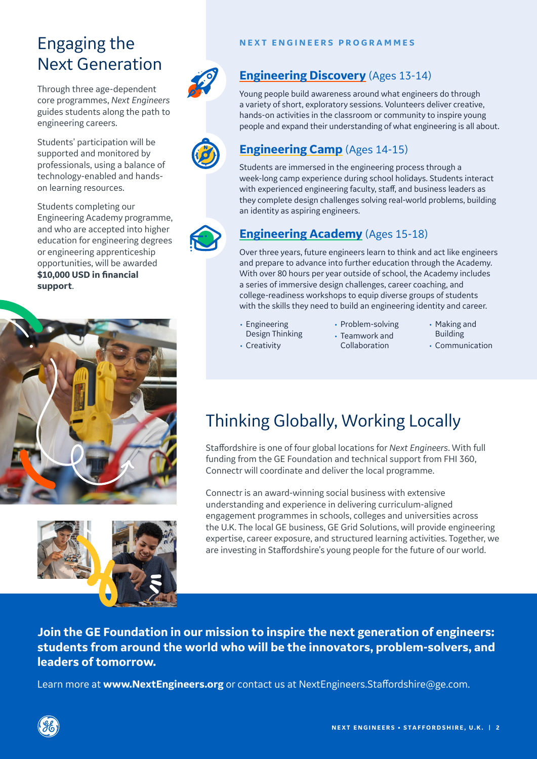# Engaging the Next Generation

Through three age-dependent core programmes, *Next Engineers* guides students along the path to engineering careers.

Students' participation will be supported and monitored by professionals, using a balance of technology-enabled and hands-on learning resources.

Students completing our Engineering Academy programme, and who are accepted into higher education for engineering degrees or engineering apprenticeship opportunities, will be awarded **$10,000 USD in financial support**.

## NEXT ENGINEERS PROGRAMMES

### Engineering Discovery (Ages 13-14)

Young people build awareness around what engineers do through a variety of short, exploratory sessions. Volunteers deliver creative, hands-on activities in the classroom or community to inspire young people and expand their understanding of what engineering is all about.

### Engineering Camp (Ages 14-15)

Students are immersed in the engineering process through a week-long camp experience during school holidays. Students interact with experienced engineering faculty, staff, and business leaders as they complete design challenges solving real-world problems, building an identity as aspiring engineers.

### Engineering Academy (Ages 15-18)

Over three years, future engineers learn to think and act like engineers and prepare to advance into further education through the Academy. With over 80 hours per year outside of school, the Academy includes a series of immersive design challenges, career coaching, and college-readiness workshops to equip diverse groups of students with the skills they need to build an engineering identity and career.

- Engineering Design Thinking
- Creativity
- Problem-solving
- Teamwork and Collaboration
- Making and Building
- Communication

# Thinking Globally, Working Locally

Staffordshire is one of four global locations for *Next Engineers*. With full funding from the GE Foundation and technical support from FHI 360, Connectr will coordinate and deliver the local programme.

Connectr is an award-winning social business with extensive understanding and experience in delivering curriculum-aligned engagement programmes in schools, colleges and universities across the U.K. The local GE business, GE Grid Solutions, will provide engineering expertise, career exposure, and structured learning activities. Together, we are investing in Staffordshire's young people for the future of our world.

**Join the GE Foundation in our mission to inspire the next generation of engineers: students from around the world who will be the innovators, problem-solvers, and leaders of tomorrow.**

Learn more at **www.NextEngineers.org** or contact us at NextEngineers.Staffordshire@ge.com.